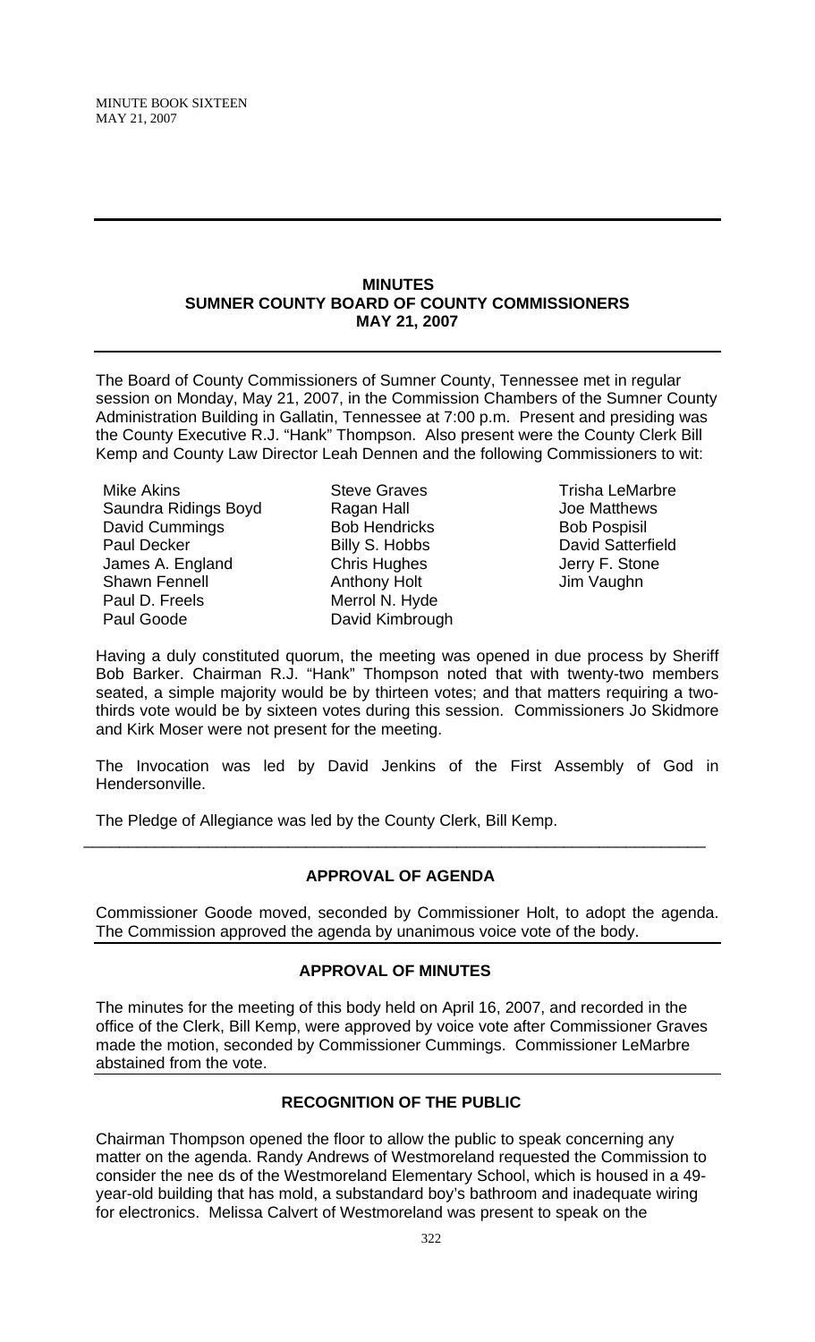## MINUTES
## SUMNER COUNTY BOARD OF COUNTY COMMISSIONERS
## MAY 21, 2007

The Board of County Commissioners of Sumner County, Tennessee met in regular session on Monday, May 21, 2007, in the Commission Chambers of the Sumner County Administration Building in Gallatin, Tennessee at 7:00 p.m. Present and presiding was the County Executive R.J. "Hank" Thompson. Also present were the County Clerk Bill Kemp and County Law Director Leah Dennen and the following Commissioners to wit:

Mike Akins
Saundra Ridings Boyd
David Cummings
Paul Decker
James A. England
Shawn Fennell
Paul D. Freels
Paul Goode
Steve Graves
Ragan Hall
Bob Hendricks
Billy S. Hobbs
Chris Hughes
Anthony Holt
Merrol N. Hyde
David Kimbrough
Trisha LeMarbre
Joe Matthews
Bob Pospisil
David Satterfield
Jerry F. Stone
Jim Vaughn

Having a duly constituted quorum, the meeting was opened in due process by Sheriff Bob Barker. Chairman R.J. "Hank" Thompson noted that with twenty-two members seated, a simple majority would be by thirteen votes; and that matters requiring a two-thirds vote would be by sixteen votes during this session. Commissioners Jo Skidmore and Kirk Moser were not present for the meeting.

The Invocation was led by David Jenkins of the First Assembly of God in Hendersonville.

The Pledge of Allegiance was led by the County Clerk, Bill Kemp.

---

### APPROVAL OF AGENDA

Commissioner Goode moved, seconded by Commissioner Holt, to adopt the agenda. The Commission approved the agenda by unanimous voice vote of the body.

### APPROVAL OF MINUTES

The minutes for the meeting of this body held on April 16, 2007, and recorded in the office of the Clerk, Bill Kemp, were approved by voice vote after Commissioner Graves made the motion, seconded by Commissioner Cummings. Commissioner LeMarbre abstained from the vote.

### RECOGNITION OF THE PUBLIC

Chairman Thompson opened the floor to allow the public to speak concerning any matter on the agenda. Randy Andrews of Westmoreland requested the Commission to consider the nee ds of the Westmoreland Elementary School, which is housed in a 49-year-old building that has mold, a substandard boy's bathroom and inadequate wiring for electronics. Melissa Calvert of Westmoreland was present to speak on the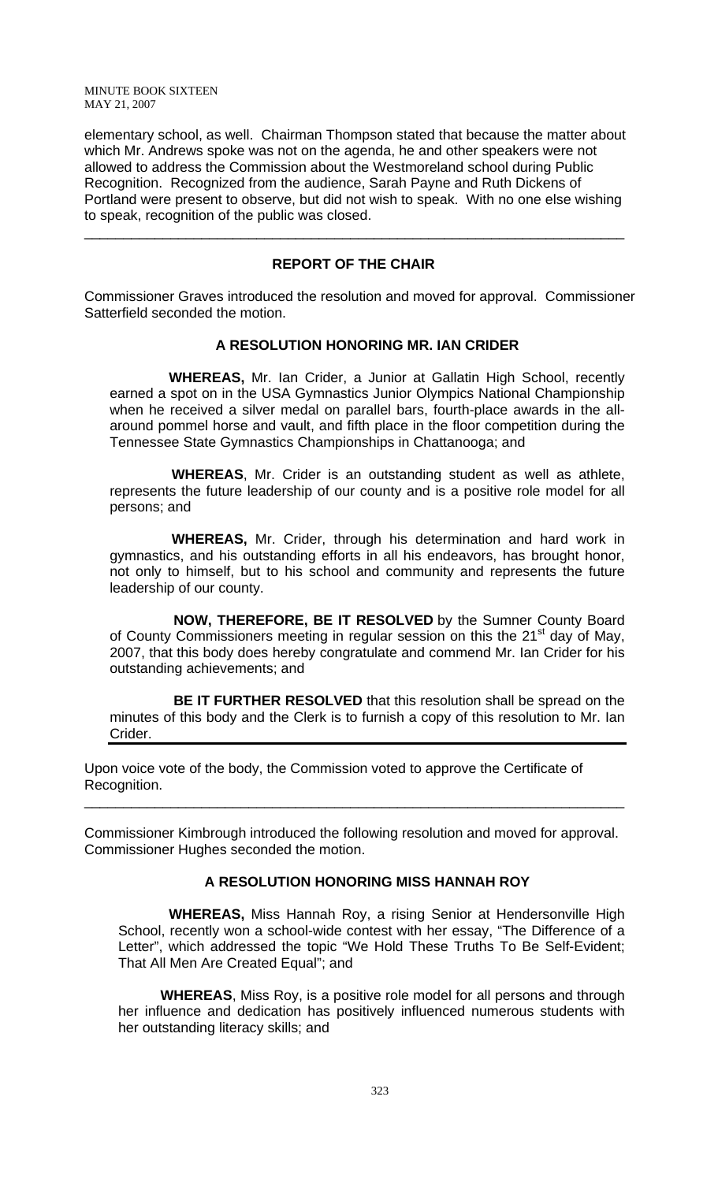elementary school, as well. Chairman Thompson stated that because the matter about which Mr. Andrews spoke was not on the agenda, he and other speakers were not allowed to address the Commission about the Westmoreland school during Public Recognition. Recognized from the audience, Sarah Payne and Ruth Dickens of Portland were present to observe, but did not wish to speak. With no one else wishing to speak, recognition of the public was closed.

---

## REPORT OF THE CHAIR

Commissioner Graves introduced the resolution and moved for approval. Commissioner Satterfield seconded the motion.

### A RESOLUTION HONORING MR. IAN CRIDER

**WHEREAS,** Mr. Ian Crider, a Junior at Gallatin High School, recently earned a spot on in the USA Gymnastics Junior Olympics National Championship when he received a silver medal on parallel bars, fourth-place awards in the all-around pommel horse and vault, and fifth place in the floor competition during the Tennessee State Gymnastics Championships in Chattanooga; and

**WHEREAS**, Mr. Crider is an outstanding student as well as athlete, represents the future leadership of our county and is a positive role model for all persons; and

**WHEREAS,** Mr. Crider, through his determination and hard work in gymnastics, and his outstanding efforts in all his endeavors, has brought honor, not only to himself, but to his school and community and represents the future leadership of our county.

**NOW, THEREFORE, BE IT RESOLVED** by the Sumner County Board of County Commissioners meeting in regular session on this the 21st day of May, 2007, that this body does hereby congratulate and commend Mr. Ian Crider for his outstanding achievements; and

**BE IT FURTHER RESOLVED** that this resolution shall be spread on the minutes of this body and the Clerk is to furnish a copy of this resolution to Mr. Ian Crider.

---

Upon voice vote of the body, the Commission voted to approve the Certificate of Recognition.

---

Commissioner Kimbrough introduced the following resolution and moved for approval. Commissioner Hughes seconded the motion.

### A RESOLUTION HONORING MISS HANNAH ROY

**WHEREAS,** Miss Hannah Roy, a rising Senior at Hendersonville High School, recently won a school-wide contest with her essay, "The Difference of a Letter", which addressed the topic "We Hold These Truths To Be Self-Evident; That All Men Are Created Equal"; and

**WHEREAS**, Miss Roy, is a positive role model for all persons and through her influence and dedication has positively influenced numerous students with her outstanding literacy skills; and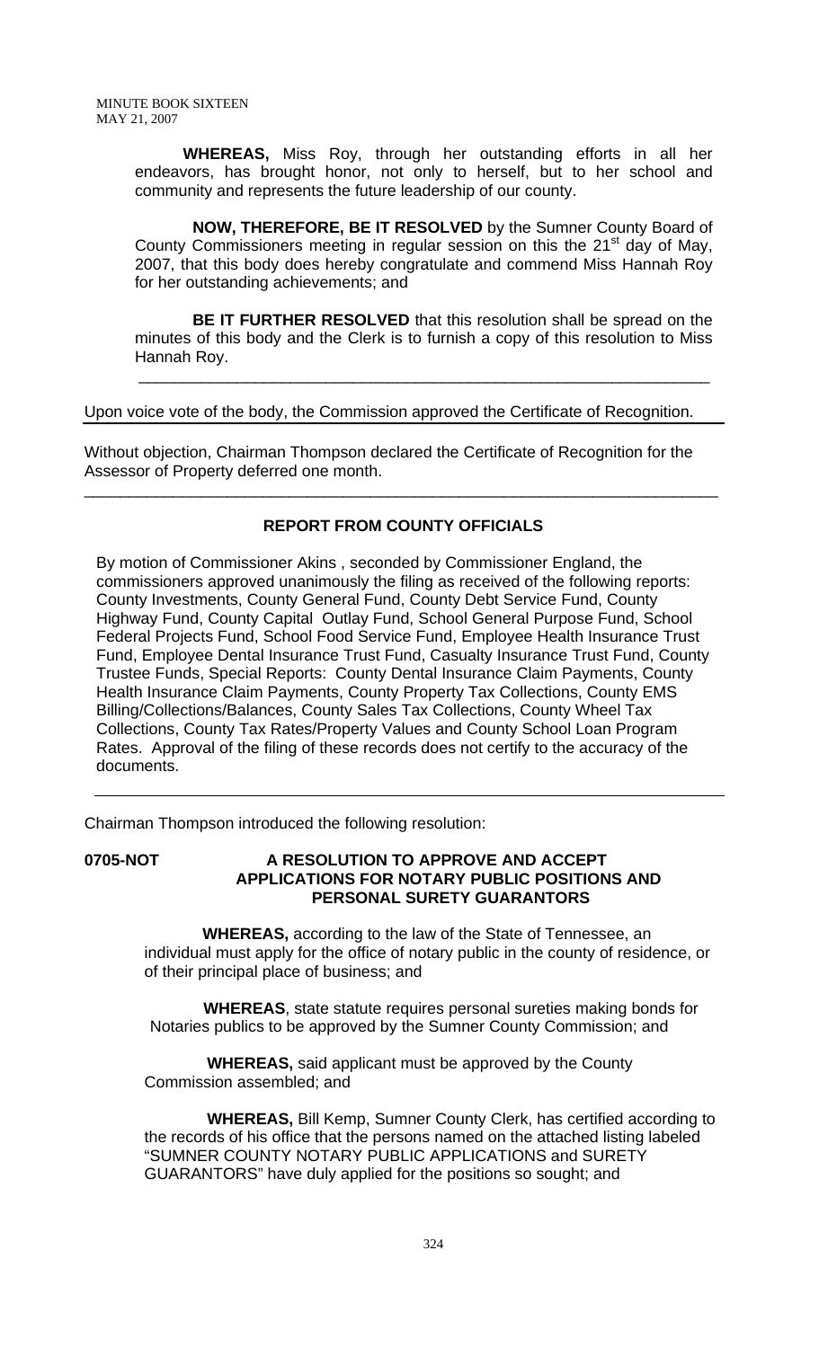**WHEREAS,** Miss Roy, through her outstanding efforts in all her endeavors, has brought honor, not only to herself, but to her school and community and represents the future leadership of our county.

**NOW, THEREFORE, BE IT RESOLVED** by the Sumner County Board of County Commissioners meeting in regular session on this the 21st day of May, 2007, that this body does hereby congratulate and commend Miss Hannah Roy for her outstanding achievements; and

**BE IT FURTHER RESOLVED** that this resolution shall be spread on the minutes of this body and the Clerk is to furnish a copy of this resolution to Miss Hannah Roy.

---

Upon voice vote of the body, the Commission approved the Certificate of Recognition.

Without objection, Chairman Thompson declared the Certificate of Recognition for the Assessor of Property deferred one month.

---

## REPORT FROM COUNTY OFFICIALS

By motion of Commissioner Akins , seconded by Commissioner England, the commissioners approved unanimously the filing as received of the following reports: County Investments, County General Fund, County Debt Service Fund, County Highway Fund, County Capital Outlay Fund, School General Purpose Fund, School Federal Projects Fund, School Food Service Fund, Employee Health Insurance Trust Fund, Employee Dental Insurance Trust Fund, Casualty Insurance Trust Fund, County Trustee Funds, Special Reports: County Dental Insurance Claim Payments, County Health Insurance Claim Payments, County Property Tax Collections, County EMS Billing/Collections/Balances, County Sales Tax Collections, County Wheel Tax Collections, County Tax Rates/Property Values and County School Loan Program Rates. Approval of the filing of these records does not certify to the accuracy of the documents.

---

Chairman Thompson introduced the following resolution:

**0705-NOT A RESOLUTION TO APPROVE AND ACCEPT APPLICATIONS FOR NOTARY PUBLIC POSITIONS AND PERSONAL SURETY GUARANTORS**

**WHEREAS,** according to the law of the State of Tennessee, an individual must apply for the office of notary public in the county of residence, or of their principal place of business; and

**WHEREAS**, state statute requires personal sureties making bonds for Notaries publics to be approved by the Sumner County Commission; and

**WHEREAS,** said applicant must be approved by the County Commission assembled; and

**WHEREAS,** Bill Kemp, Sumner County Clerk, has certified according to the records of his office that the persons named on the attached listing labeled "SUMNER COUNTY NOTARY PUBLIC APPLICATIONS and SURETY GUARANTORS" have duly applied for the positions so sought; and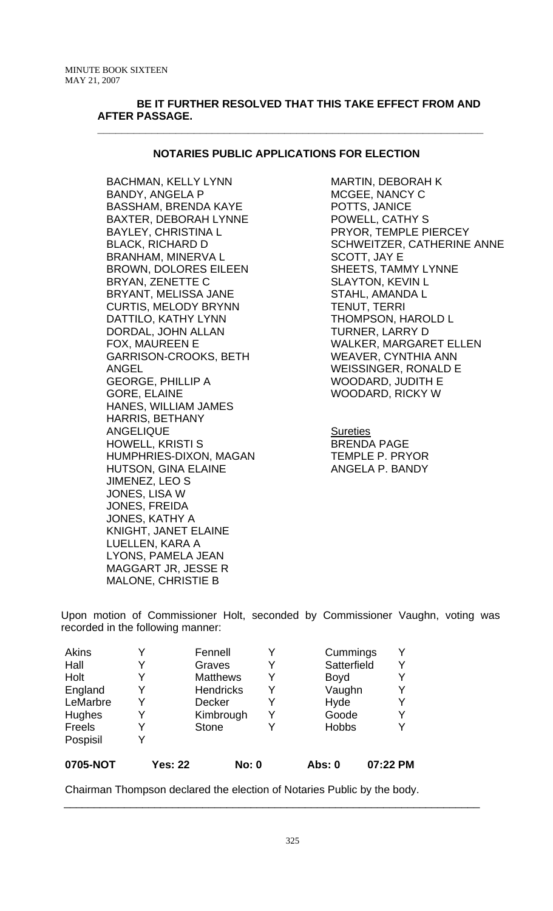**BE IT FURTHER RESOLVED THAT THIS TAKE EFFECT FROM AND AFTER PASSAGE.**

---

**NOTARIES PUBLIC APPLICATIONS FOR ELECTION**

BACHMAN, KELLY LYNN
BANDY, ANGELA P
BASSHAM, BRENDA KAYE
BAXTER, DEBORAH LYNNE
BAYLEY, CHRISTINA L
BLACK, RICHARD D
BRANHAM, MINERVA L
BROWN, DOLORES EILEEN
BRYAN, ZENETTE C
BRYANT, MELISSA JANE
CURTIS, MELODY BRYNN
DATTILO, KATHY LYNN
DORDAL, JOHN ALLAN
FOX, MAUREEN E
GARRISON-CROOKS, BETH ANGEL
GEORGE, PHILLIP A
GORE, ELAINE
HANES, WILLIAM JAMES
HARRIS, BETHANY ANGELIQUE
HOWELL, KRISTI S
HUMPHRIES-DIXON, MAGAN
HUTSON, GINA ELAINE
JIMENEZ, LEO S
JONES, LISA W
JONES, FREIDA
JONES, KATHY A
KNIGHT, JANET ELAINE
LUELLEN, KARA A
LYONS, PAMELA JEAN
MAGGART JR, JESSE R
MALONE, CHRISTIE B
MARTIN, DEBORAH K
MCGEE, NANCY C
POTTS, JANICE
POWELL, CATHY S
PRYOR, TEMPLE PIERCEY
SCHWEITZER, CATHERINE ANNE
SCOTT, JAY E
SHEETS, TAMMY LYNNE
SLAYTON, KEVIN L
STAHL, AMANDA L
TENUT, TERRI
THOMPSON, HAROLD L
TURNER, LARRY D
WALKER, MARGARET ELLEN
WEAVER, CYNTHIA ANN
WEISSINGER, RONALD E
WOODARD, JUDITH E
WOODARD, RICKY W

Sureties
BRENDA PAGE
TEMPLE P. PRYOR
ANGELA P. BANDY

Upon motion of Commissioner Holt, seconded by Commissioner Vaughn, voting was recorded in the following manner:

| | | | | | |
|---|---|---|---|---|---|
| Akins | Y | Fennell | Y | Cummings | Y |
| Hall | Y | Graves | Y | Satterfield | Y |
| Holt | Y | Matthews | Y | Boyd | Y |
| England | Y | Hendricks | Y | Vaughn | Y |
| LeMarbre | Y | Decker | Y | Hyde | Y |
| Hughes | Y | Kimbrough | Y | Goode | Y |
| Freels | Y | Stone | Y | Hobbs | Y |
| Pospisil | Y | | | | |

**0705-NOT Yes: 22 No: 0 Abs: 0 07:22 PM**

Chairman Thompson declared the election of Notaries Public by the body.

---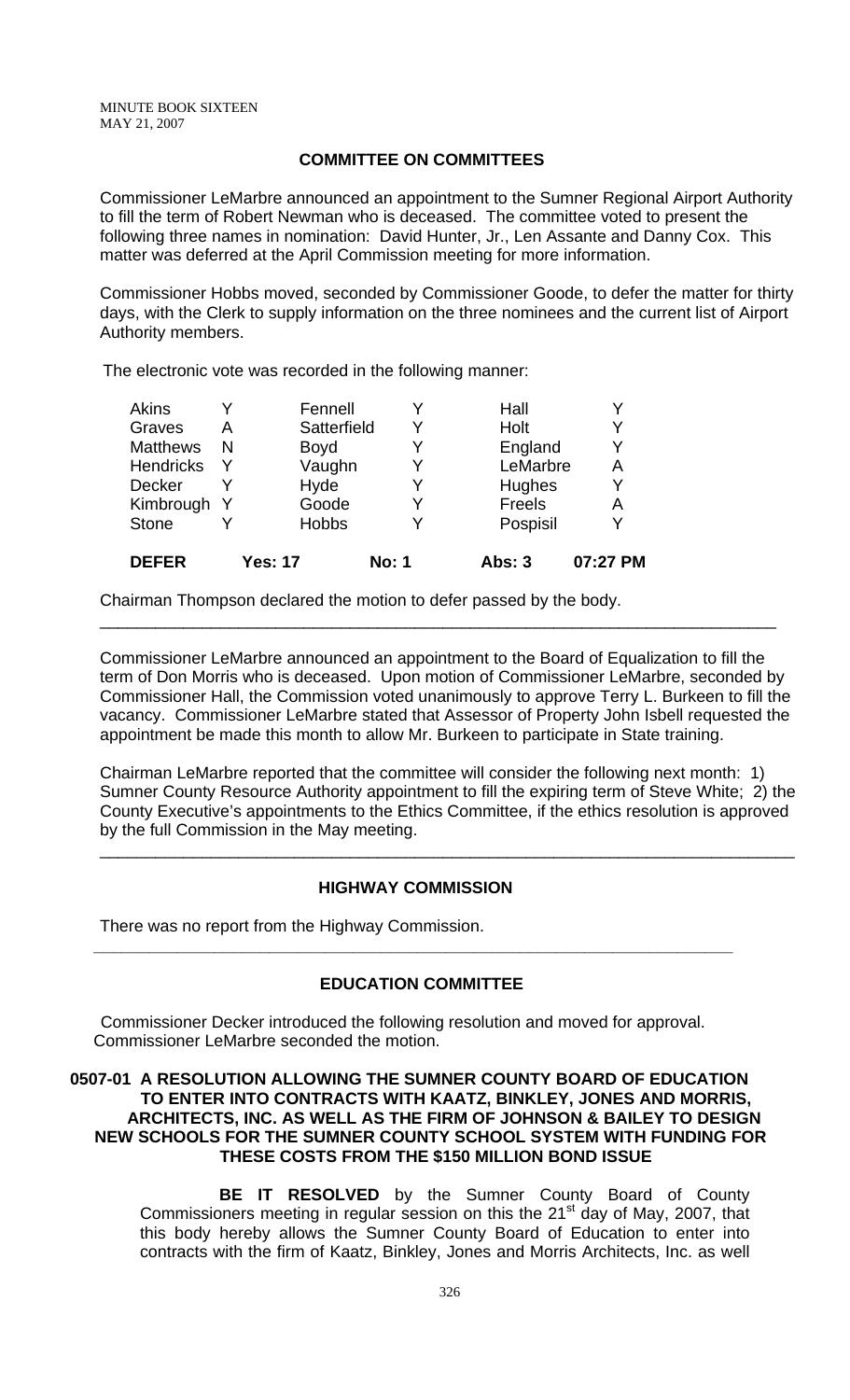MINUTE BOOK SIXTEEN
MAY 21, 2007

## COMMITTEE ON COMMITTEES

Commissioner LeMarbre announced an appointment to the Sumner Regional Airport Authority to fill the term of Robert Newman who is deceased. The committee voted to present the following three names in nomination: David Hunter, Jr., Len Assante and Danny Cox. This matter was deferred at the April Commission meeting for more information.

Commissioner Hobbs moved, seconded by Commissioner Goode, to defer the matter for thirty days, with the Clerk to supply information on the three nominees and the current list of Airport Authority members.

The electronic vote was recorded in the following manner:

| | | | | | |
|---|---|---|---|---|---|
| Akins | Y | Fennell | Y | Hall | Y |
| Graves | A | Satterfield | Y | Holt | Y |
| Matthews | N | Boyd | Y | England | Y |
| Hendricks | Y | Vaughn | Y | LeMarbre | A |
| Decker | Y | Hyde | Y | Hughes | Y |
| Kimbrough | Y | Goode | Y | Freels | A |
| Stone | Y | Hobbs | Y | Pospisil | Y |
| **DEFER** | **Yes: 17** | | **No: 1** | **Abs: 3** | **07:27 PM** |

Chairman Thompson declared the motion to defer passed by the body.

---

Commissioner LeMarbre announced an appointment to the Board of Equalization to fill the term of Don Morris who is deceased. Upon motion of Commissioner LeMarbre, seconded by Commissioner Hall, the Commission voted unanimously to approve Terry L. Burkeen to fill the vacancy. Commissioner LeMarbre stated that Assessor of Property John Isbell requested the appointment be made this month to allow Mr. Burkeen to participate in State training.

Chairman LeMarbre reported that the committee will consider the following next month: 1) Sumner County Resource Authority appointment to fill the expiring term of Steve White; 2) the County Executive's appointments to the Ethics Committee, if the ethics resolution is approved by the full Commission in the May meeting.

---

## HIGHWAY COMMISSION

There was no report from the Highway Commission.

---

## EDUCATION COMMITTEE

Commissioner Decker introduced the following resolution and moved for approval. Commissioner LeMarbre seconded the motion.

**0507-01 A RESOLUTION ALLOWING THE SUMNER COUNTY BOARD OF EDUCATION TO ENTER INTO CONTRACTS WITH KAATZ, BINKLEY, JONES AND MORRIS, ARCHITECTS, INC. AS WELL AS THE FIRM OF JOHNSON & BAILEY TO DESIGN NEW SCHOOLS FOR THE SUMNER COUNTY SCHOOL SYSTEM WITH FUNDING FOR THESE COSTS FROM THE $150 MILLION BOND ISSUE**

**BE IT RESOLVED** by the Sumner County Board of County Commissioners meeting in regular session on this the 21st day of May, 2007, that this body hereby allows the Sumner County Board of Education to enter into contracts with the firm of Kaatz, Binkley, Jones and Morris Architects, Inc. as well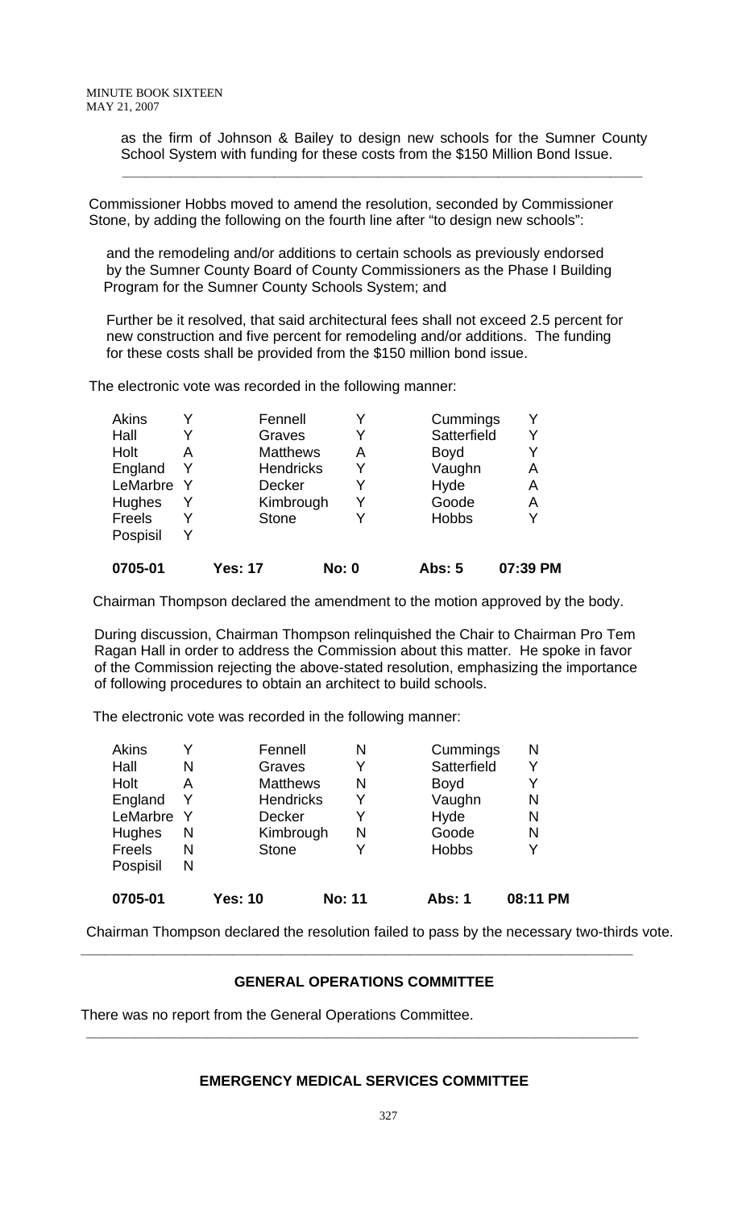as the firm of Johnson & Bailey to design new schools for the Sumner County School System with funding for these costs from the $150 Million Bond Issue.

---

Commissioner Hobbs moved to amend the resolution, seconded by Commissioner Stone, by adding the following on the fourth line after "to design new schools":

and the remodeling and/or additions to certain schools as previously endorsed by the Sumner County Board of County Commissioners as the Phase I Building Program for the Sumner County Schools System; and

Further be it resolved, that said architectural fees shall not exceed 2.5 percent for new construction and five percent for remodeling and/or additions. The funding for these costs shall be provided from the $150 million bond issue.

The electronic vote was recorded in the following manner:

| | | | | | |
|---|---|---|---|---|---|
| Akins | Y | Fennell | Y | Cummings | Y |
| Hall | Y | Graves | Y | Satterfield | Y |
| Holt | A | Matthews | A | Boyd | Y |
| England | Y | Hendricks | Y | Vaughn | A |
| LeMarbre | Y | Decker | Y | Hyde | A |
| Hughes | Y | Kimbrough | Y | Goode | A |
| Freels | Y | Stone | Y | Hobbs | Y |
| Pospisil | Y | | | | |
| **0705-01** | | **Yes: 17** | **No: 0** | **Abs: 5** | **07:39 PM** |

Chairman Thompson declared the amendment to the motion approved by the body.

During discussion, Chairman Thompson relinquished the Chair to Chairman Pro Tem Ragan Hall in order to address the Commission about this matter. He spoke in favor of the Commission rejecting the above-stated resolution, emphasizing the importance of following procedures to obtain an architect to build schools.

The electronic vote was recorded in the following manner:

| | | | | | |
|---|---|---|---|---|---|
| Akins | Y | Fennell | N | Cummings | N |
| Hall | N | Graves | Y | Satterfield | Y |
| Holt | A | Matthews | N | Boyd | Y |
| England | Y | Hendricks | Y | Vaughn | N |
| LeMarbre | Y | Decker | Y | Hyde | N |
| Hughes | N | Kimbrough | N | Goode | N |
| Freels | N | Stone | Y | Hobbs | Y |
| Pospisil | N | | | | |
| **0705-01** | | **Yes: 10** | **No: 11** | **Abs: 1** | **08:11 PM** |

Chairman Thompson declared the resolution failed to pass by the necessary two-thirds vote.

---

### GENERAL OPERATIONS COMMITTEE

There was no report from the General Operations Committee.

---

### EMERGENCY MEDICAL SERVICES COMMITTEE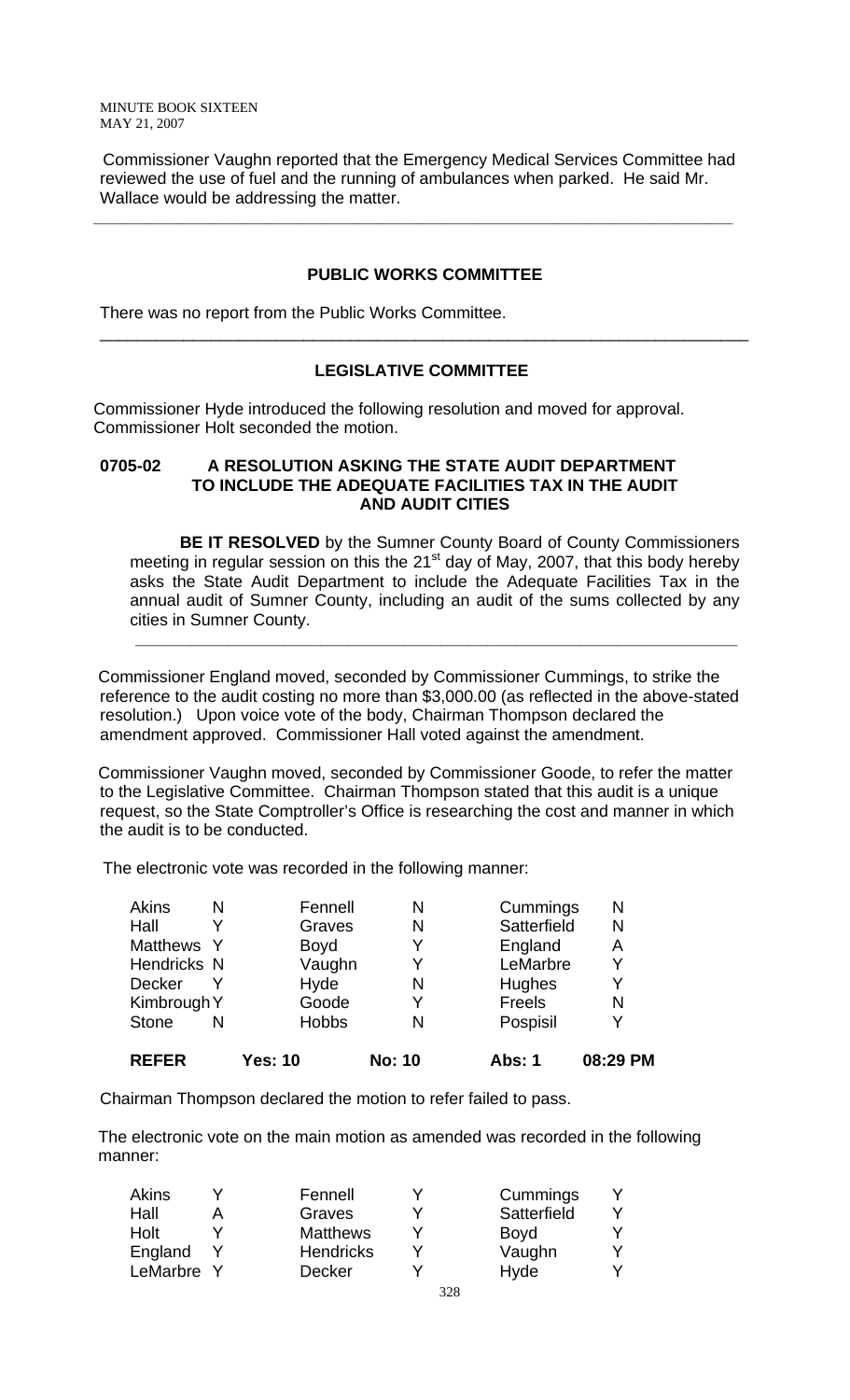Commissioner Vaughn reported that the Emergency Medical Services Committee had reviewed the use of fuel and the running of ambulances when parked. He said Mr. Wallace would be addressing the matter.

---

## PUBLIC WORKS COMMITTEE

There was no report from the Public Works Committee.

---

## LEGISLATIVE COMMITTEE

Commissioner Hyde introduced the following resolution and moved for approval. Commissioner Holt seconded the motion.

**0705-02 A RESOLUTION ASKING THE STATE AUDIT DEPARTMENT TO INCLUDE THE ADEQUATE FACILITIES TAX IN THE AUDIT AND AUDIT CITIES**

**BE IT RESOLVED** by the Sumner County Board of County Commissioners meeting in regular session on this the 21st day of May, 2007, that this body hereby asks the State Audit Department to include the Adequate Facilities Tax in the annual audit of Sumner County, including an audit of the sums collected by any cities in Sumner County.

---

Commissioner England moved, seconded by Commissioner Cummings, to strike the reference to the audit costing no more than $3,000.00 (as reflected in the above-stated resolution.) Upon voice vote of the body, Chairman Thompson declared the amendment approved. Commissioner Hall voted against the amendment.

Commissioner Vaughn moved, seconded by Commissioner Goode, to refer the matter to the Legislative Committee. Chairman Thompson stated that this audit is a unique request, so the State Comptroller's Office is researching the cost and manner in which the audit is to be conducted.

The electronic vote was recorded in the following manner:

| | | | | | |
|---|---|---|---|---|---|
| Akins | N | Fennell | N | Cummings | N |
| Hall | Y | Graves | N | Satterfield | N |
| Matthews | Y | Boyd | Y | England | A |
| Hendricks | N | Vaughn | Y | LeMarbre | Y |
| Decker | Y | Hyde | N | Hughes | Y |
| Kimbrough | Y | Goode | Y | Freels | N |
| Stone | N | Hobbs | N | Pospisil | Y |
| **REFER** | **Yes: 10** | | **No: 10** | **Abs: 1** | **08:29 PM** |

Chairman Thompson declared the motion to refer failed to pass.

The electronic vote on the main motion as amended was recorded in the following manner:

| | | | | | |
|---|---|---|---|---|---|
| Akins | Y | Fennell | Y | Cummings | Y |
| Hall | A | Graves | Y | Satterfield | Y |
| Holt | Y | Matthews | Y | Boyd | Y |
| England | Y | Hendricks | Y | Vaughn | Y |
| LeMarbre | Y | Decker | Y | Hyde | Y |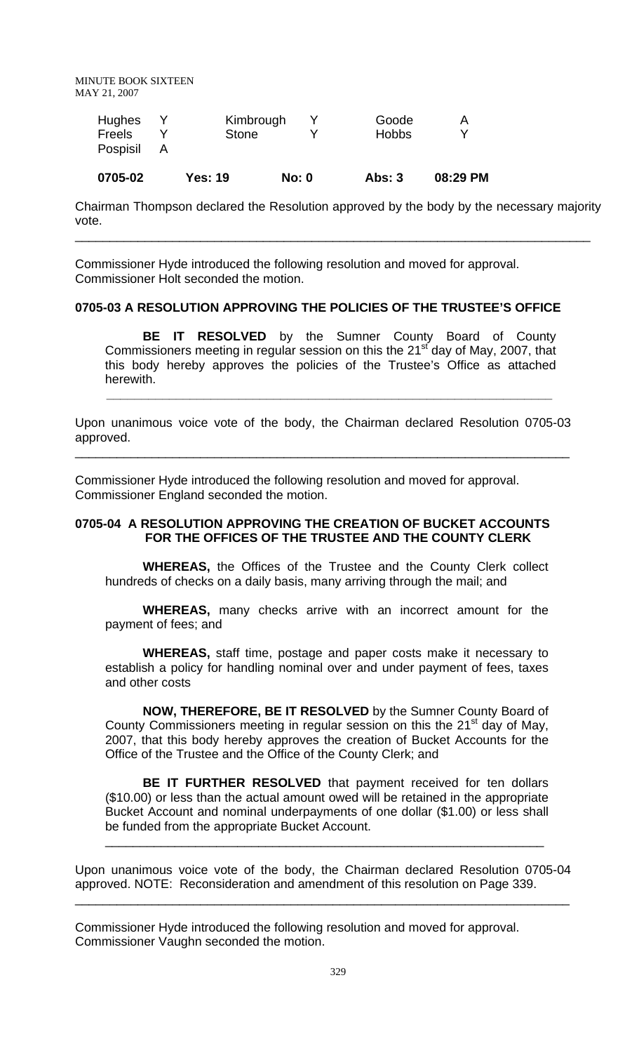| Hughes | Y | Kimbrough | Y | Goode | A |
|---|---|---|---|---|---|
| Freels | Y | Stone | Y | Hobbs | Y |
| Pospisil | A | | | | |

**0705-02 Yes: 19 No: 0 Abs: 3 08:29 PM**

Chairman Thompson declared the Resolution approved by the body by the necessary majority vote.

---

Commissioner Hyde introduced the following resolution and moved for approval. Commissioner Holt seconded the motion.

**0705-03 A RESOLUTION APPROVING THE POLICIES OF THE TRUSTEE'S OFFICE**

**BE IT RESOLVED** by the Sumner County Board of County Commissioners meeting in regular session on this the 21st day of May, 2007, that this body hereby approves the policies of the Trustee's Office as attached herewith.

---

Upon unanimous voice vote of the body, the Chairman declared Resolution 0705-03 approved.

---

Commissioner Hyde introduced the following resolution and moved for approval. Commissioner England seconded the motion.

**0705-04 A RESOLUTION APPROVING THE CREATION OF BUCKET ACCOUNTS FOR THE OFFICES OF THE TRUSTEE AND THE COUNTY CLERK**

**WHEREAS,** the Offices of the Trustee and the County Clerk collect hundreds of checks on a daily basis, many arriving through the mail; and

**WHEREAS,** many checks arrive with an incorrect amount for the payment of fees; and

**WHEREAS,** staff time, postage and paper costs make it necessary to establish a policy for handling nominal over and under payment of fees, taxes and other costs

**NOW, THEREFORE, BE IT RESOLVED** by the Sumner County Board of County Commissioners meeting in regular session on this the 21st day of May, 2007, that this body hereby approves the creation of Bucket Accounts for the Office of the Trustee and the Office of the County Clerk; and

**BE IT FURTHER RESOLVED** that payment received for ten dollars ($10.00) or less than the actual amount owed will be retained in the appropriate Bucket Account and nominal underpayments of one dollar ($1.00) or less shall be funded from the appropriate Bucket Account.

---

Upon unanimous voice vote of the body, the Chairman declared Resolution 0705-04 approved. NOTE: Reconsideration and amendment of this resolution on Page 339.

---

Commissioner Hyde introduced the following resolution and moved for approval. Commissioner Vaughn seconded the motion.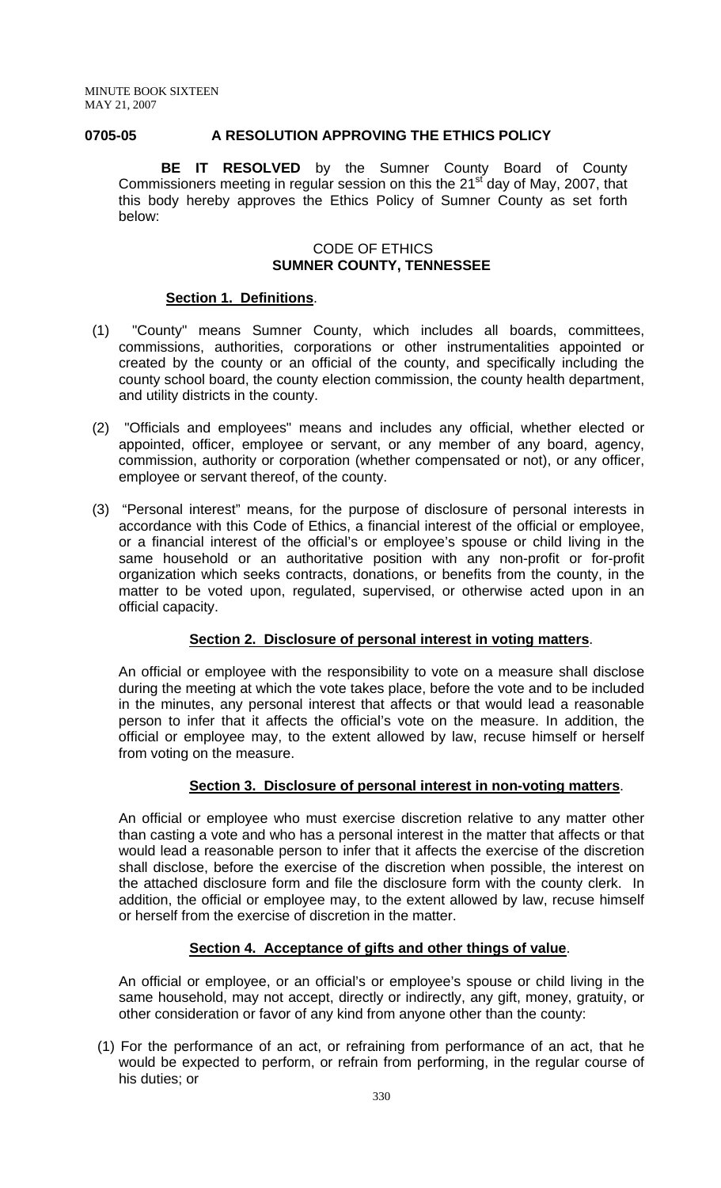**0705-05 A RESOLUTION APPROVING THE ETHICS POLICY**

**BE IT RESOLVED** by the Sumner County Board of County Commissioners meeting in regular session on this the 21st day of May, 2007, that this body hereby approves the Ethics Policy of Sumner County as set forth below:

CODE OF ETHICS
**SUMNER COUNTY, TENNESSEE**

**Section 1. Definitions**.

(1) "County" means Sumner County, which includes all boards, committees, commissions, authorities, corporations or other instrumentalities appointed or created by the county or an official of the county, and specifically including the county school board, the county election commission, the county health department, and utility districts in the county.

(2) "Officials and employees" means and includes any official, whether elected or appointed, officer, employee or servant, or any member of any board, agency, commission, authority or corporation (whether compensated or not), or any officer, employee or servant thereof, of the county.

(3) "Personal interest" means, for the purpose of disclosure of personal interests in accordance with this Code of Ethics, a financial interest of the official or employee, or a financial interest of the official's or employee's spouse or child living in the same household or an authoritative position with any non-profit or for-profit organization which seeks contracts, donations, or benefits from the county, in the matter to be voted upon, regulated, supervised, or otherwise acted upon in an official capacity.

**Section 2. Disclosure of personal interest in voting matters**.

An official or employee with the responsibility to vote on a measure shall disclose during the meeting at which the vote takes place, before the vote and to be included in the minutes, any personal interest that affects or that would lead a reasonable person to infer that it affects the official's vote on the measure. In addition, the official or employee may, to the extent allowed by law, recuse himself or herself from voting on the measure.

**Section 3. Disclosure of personal interest in non-voting matters**.

An official or employee who must exercise discretion relative to any matter other than casting a vote and who has a personal interest in the matter that affects or that would lead a reasonable person to infer that it affects the exercise of the discretion shall disclose, before the exercise of the discretion when possible, the interest on the attached disclosure form and file the disclosure form with the county clerk. In addition, the official or employee may, to the extent allowed by law, recuse himself or herself from the exercise of discretion in the matter.

**Section 4. Acceptance of gifts and other things of value**.

An official or employee, or an official's or employee's spouse or child living in the same household, may not accept, directly or indirectly, any gift, money, gratuity, or other consideration or favor of any kind from anyone other than the county:

(1) For the performance of an act, or refraining from performance of an act, that he would be expected to perform, or refrain from performing, in the regular course of his duties; or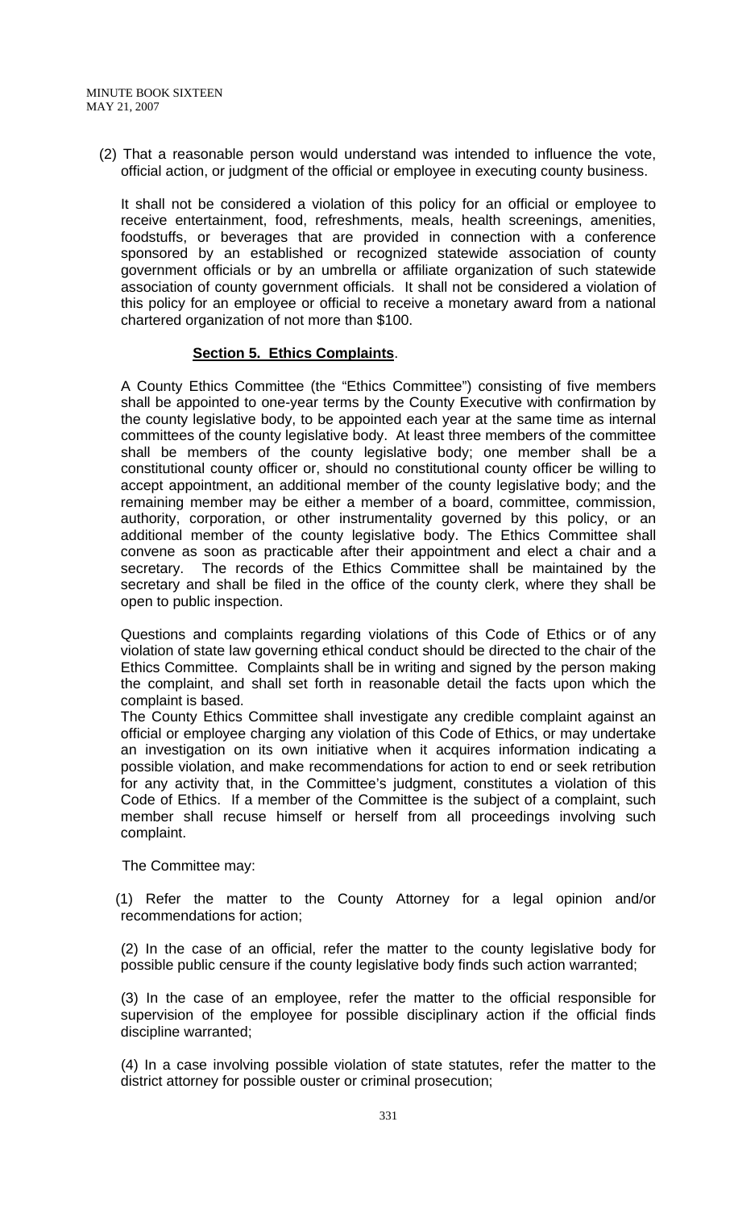(2) That a reasonable person would understand was intended to influence the vote, official action, or judgment of the official or employee in executing county business.

It shall not be considered a violation of this policy for an official or employee to receive entertainment, food, refreshments, meals, health screenings, amenities, foodstuffs, or beverages that are provided in connection with a conference sponsored by an established or recognized statewide association of county government officials or by an umbrella or affiliate organization of such statewide association of county government officials. It shall not be considered a violation of this policy for an employee or official to receive a monetary award from a national chartered organization of not more than $100.

**Section 5. Ethics Complaints**.

A County Ethics Committee (the "Ethics Committee") consisting of five members shall be appointed to one-year terms by the County Executive with confirmation by the county legislative body, to be appointed each year at the same time as internal committees of the county legislative body. At least three members of the committee shall be members of the county legislative body; one member shall be a constitutional county officer or, should no constitutional county officer be willing to accept appointment, an additional member of the county legislative body; and the remaining member may be either a member of a board, committee, commission, authority, corporation, or other instrumentality governed by this policy, or an additional member of the county legislative body. The Ethics Committee shall convene as soon as practicable after their appointment and elect a chair and a secretary. The records of the Ethics Committee shall be maintained by the secretary and shall be filed in the office of the county clerk, where they shall be open to public inspection.

Questions and complaints regarding violations of this Code of Ethics or of any violation of state law governing ethical conduct should be directed to the chair of the Ethics Committee. Complaints shall be in writing and signed by the person making the complaint, and shall set forth in reasonable detail the facts upon which the complaint is based.

The County Ethics Committee shall investigate any credible complaint against an official or employee charging any violation of this Code of Ethics, or may undertake an investigation on its own initiative when it acquires information indicating a possible violation, and make recommendations for action to end or seek retribution for any activity that, in the Committee's judgment, constitutes a violation of this Code of Ethics. If a member of the Committee is the subject of a complaint, such member shall recuse himself or herself from all proceedings involving such complaint.

The Committee may:

(1) Refer the matter to the County Attorney for a legal opinion and/or recommendations for action;

(2) In the case of an official, refer the matter to the county legislative body for possible public censure if the county legislative body finds such action warranted;

(3) In the case of an employee, refer the matter to the official responsible for supervision of the employee for possible disciplinary action if the official finds discipline warranted;

(4) In a case involving possible violation of state statutes, refer the matter to the district attorney for possible ouster or criminal prosecution;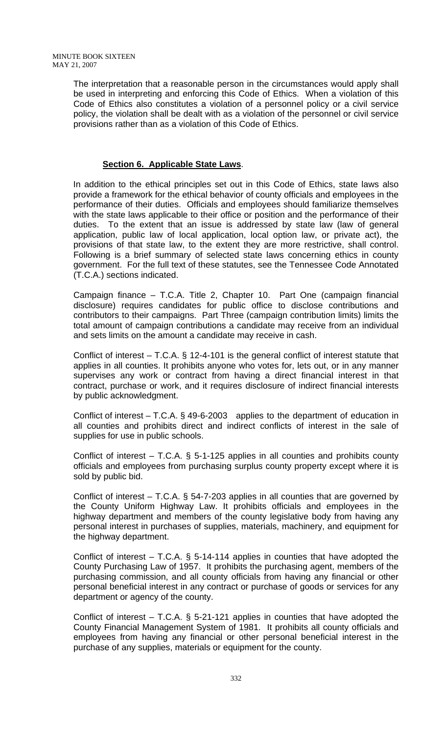The interpretation that a reasonable person in the circumstances would apply shall be used in interpreting and enforcing this Code of Ethics. When a violation of this Code of Ethics also constitutes a violation of a personnel policy or a civil service policy, the violation shall be dealt with as a violation of the personnel or civil service provisions rather than as a violation of this Code of Ethics.

**Section 6. Applicable State Laws**.

In addition to the ethical principles set out in this Code of Ethics, state laws also provide a framework for the ethical behavior of county officials and employees in the performance of their duties. Officials and employees should familiarize themselves with the state laws applicable to their office or position and the performance of their duties. To the extent that an issue is addressed by state law (law of general application, public law of local application, local option law, or private act), the provisions of that state law, to the extent they are more restrictive, shall control. Following is a brief summary of selected state laws concerning ethics in county government. For the full text of these statutes, see the Tennessee Code Annotated (T.C.A.) sections indicated.

Campaign finance – T.C.A. Title 2, Chapter 10. Part One (campaign financial disclosure) requires candidates for public office to disclose contributions and contributors to their campaigns. Part Three (campaign contribution limits) limits the total amount of campaign contributions a candidate may receive from an individual and sets limits on the amount a candidate may receive in cash.

Conflict of interest – T.C.A. § 12-4-101 is the general conflict of interest statute that applies in all counties. It prohibits anyone who votes for, lets out, or in any manner supervises any work or contract from having a direct financial interest in that contract, purchase or work, and it requires disclosure of indirect financial interests by public acknowledgment.

Conflict of interest – T.C.A. § 49-6-2003 applies to the department of education in all counties and prohibits direct and indirect conflicts of interest in the sale of supplies for use in public schools.

Conflict of interest – T.C.A. § 5-1-125 applies in all counties and prohibits county officials and employees from purchasing surplus county property except where it is sold by public bid.

Conflict of interest – T.C.A. § 54-7-203 applies in all counties that are governed by the County Uniform Highway Law. It prohibits officials and employees in the highway department and members of the county legislative body from having any personal interest in purchases of supplies, materials, machinery, and equipment for the highway department.

Conflict of interest – T.C.A. § 5-14-114 applies in counties that have adopted the County Purchasing Law of 1957. It prohibits the purchasing agent, members of the purchasing commission, and all county officials from having any financial or other personal beneficial interest in any contract or purchase of goods or services for any department or agency of the county.

Conflict of interest – T.C.A. § 5-21-121 applies in counties that have adopted the County Financial Management System of 1981. It prohibits all county officials and employees from having any financial or other personal beneficial interest in the purchase of any supplies, materials or equipment for the county.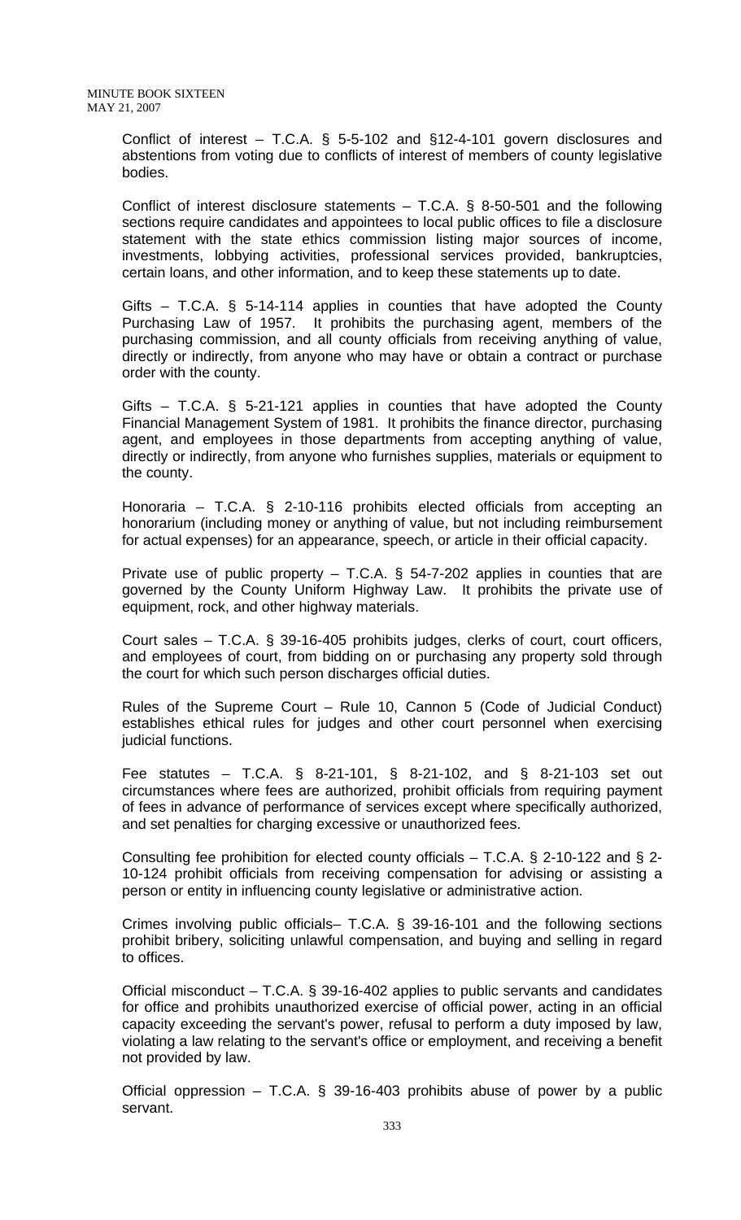Conflict of interest – T.C.A. § 5-5-102 and §12-4-101 govern disclosures and abstentions from voting due to conflicts of interest of members of county legislative bodies.

Conflict of interest disclosure statements – T.C.A. § 8-50-501 and the following sections require candidates and appointees to local public offices to file a disclosure statement with the state ethics commission listing major sources of income, investments, lobbying activities, professional services provided, bankruptcies, certain loans, and other information, and to keep these statements up to date.

Gifts – T.C.A. § 5-14-114 applies in counties that have adopted the County Purchasing Law of 1957. It prohibits the purchasing agent, members of the purchasing commission, and all county officials from receiving anything of value, directly or indirectly, from anyone who may have or obtain a contract or purchase order with the county.

Gifts – T.C.A. § 5-21-121 applies in counties that have adopted the County Financial Management System of 1981. It prohibits the finance director, purchasing agent, and employees in those departments from accepting anything of value, directly or indirectly, from anyone who furnishes supplies, materials or equipment to the county.

Honoraria – T.C.A. § 2-10-116 prohibits elected officials from accepting an honorarium (including money or anything of value, but not including reimbursement for actual expenses) for an appearance, speech, or article in their official capacity.

Private use of public property – T.C.A. § 54-7-202 applies in counties that are governed by the County Uniform Highway Law. It prohibits the private use of equipment, rock, and other highway materials.

Court sales – T.C.A. § 39-16-405 prohibits judges, clerks of court, court officers, and employees of court, from bidding on or purchasing any property sold through the court for which such person discharges official duties.

Rules of the Supreme Court – Rule 10, Cannon 5 (Code of Judicial Conduct) establishes ethical rules for judges and other court personnel when exercising judicial functions.

Fee statutes – T.C.A. § 8-21-101, § 8-21-102, and § 8-21-103 set out circumstances where fees are authorized, prohibit officials from requiring payment of fees in advance of performance of services except where specifically authorized, and set penalties for charging excessive or unauthorized fees.

Consulting fee prohibition for elected county officials – T.C.A. § 2-10-122 and § 2-10-124 prohibit officials from receiving compensation for advising or assisting a person or entity in influencing county legislative or administrative action.

Crimes involving public officials– T.C.A. § 39-16-101 and the following sections prohibit bribery, soliciting unlawful compensation, and buying and selling in regard to offices.

Official misconduct – T.C.A. § 39-16-402 applies to public servants and candidates for office and prohibits unauthorized exercise of official power, acting in an official capacity exceeding the servant's power, refusal to perform a duty imposed by law, violating a law relating to the servant's office or employment, and receiving a benefit not provided by law.

Official oppression – T.C.A. § 39-16-403 prohibits abuse of power by a public servant.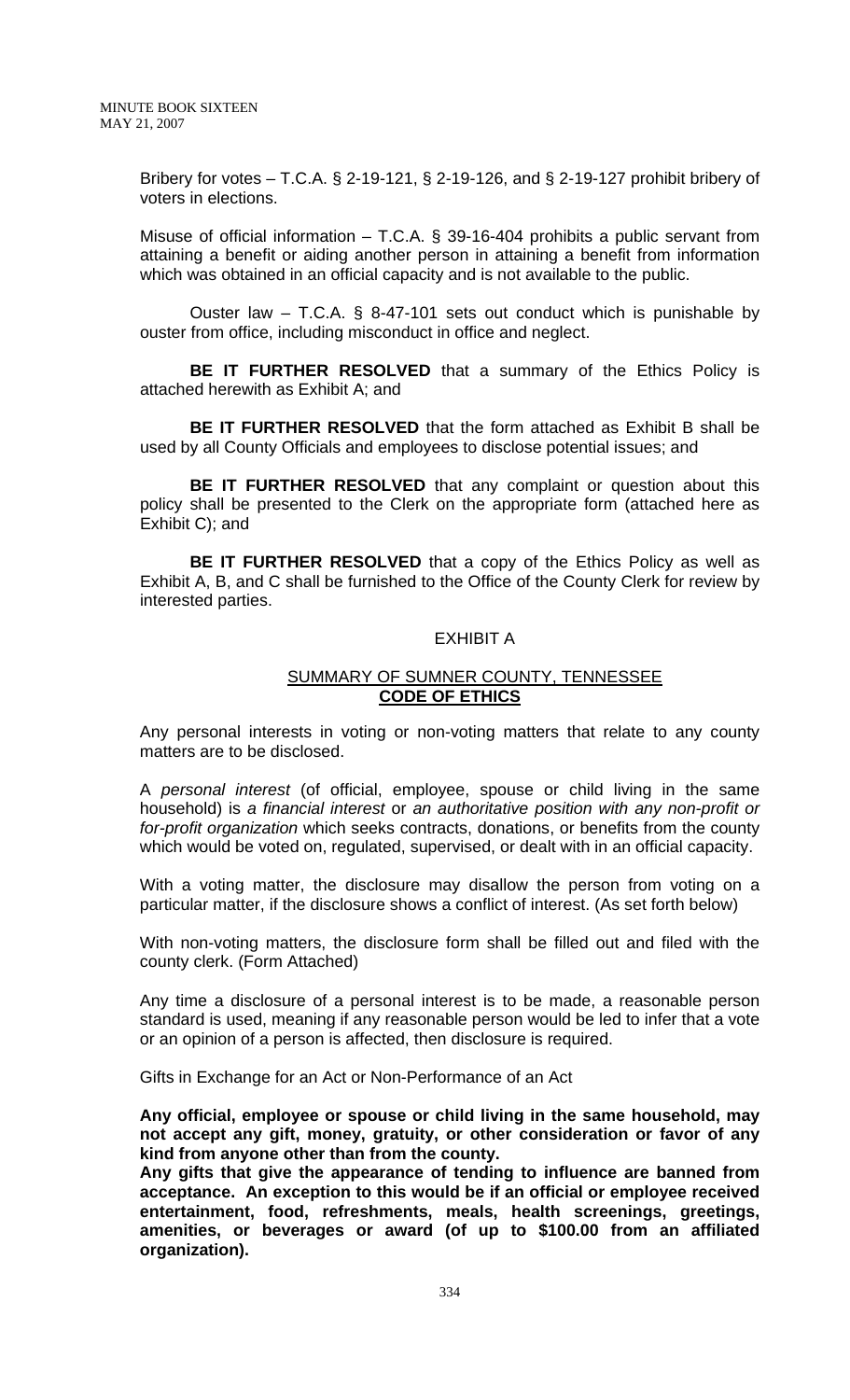Bribery for votes – T.C.A. § 2-19-121, § 2-19-126, and § 2-19-127 prohibit bribery of voters in elections.

Misuse of official information – T.C.A. § 39-16-404 prohibits a public servant from attaining a benefit or aiding another person in attaining a benefit from information which was obtained in an official capacity and is not available to the public.

Ouster law – T.C.A. § 8-47-101 sets out conduct which is punishable by ouster from office, including misconduct in office and neglect.

**BE IT FURTHER RESOLVED** that a summary of the Ethics Policy is attached herewith as Exhibit A; and

**BE IT FURTHER RESOLVED** that the form attached as Exhibit B shall be used by all County Officials and employees to disclose potential issues; and

**BE IT FURTHER RESOLVED** that any complaint or question about this policy shall be presented to the Clerk on the appropriate form (attached here as Exhibit C); and

**BE IT FURTHER RESOLVED** that a copy of the Ethics Policy as well as Exhibit A, B, and C shall be furnished to the Office of the County Clerk for review by interested parties.

## EXHIBIT A

## SUMMARY OF SUMNER COUNTY, TENNESSEE **CODE OF ETHICS**

Any personal interests in voting or non-voting matters that relate to any county matters are to be disclosed.

A *personal interest* (of official, employee, spouse or child living in the same household) is *a financial interest* or *an authoritative position with any non-profit or for-profit organization* which seeks contracts, donations, or benefits from the county which would be voted on, regulated, supervised, or dealt with in an official capacity.

With a voting matter, the disclosure may disallow the person from voting on a particular matter, if the disclosure shows a conflict of interest. (As set forth below)

With non-voting matters, the disclosure form shall be filled out and filed with the county clerk. (Form Attached)

Any time a disclosure of a personal interest is to be made, a reasonable person standard is used, meaning if any reasonable person would be led to infer that a vote or an opinion of a person is affected, then disclosure is required.

Gifts in Exchange for an Act or Non-Performance of an Act

**Any official, employee or spouse or child living in the same household, may not accept any gift, money, gratuity, or other consideration or favor of any kind from anyone other than from the county.**
**Any gifts that give the appearance of tending to influence are banned from acceptance. An exception to this would be if an official or employee received entertainment, food, refreshments, meals, health screenings, greetings, amenities, or beverages or award (of up to $100.00 from an affiliated organization).**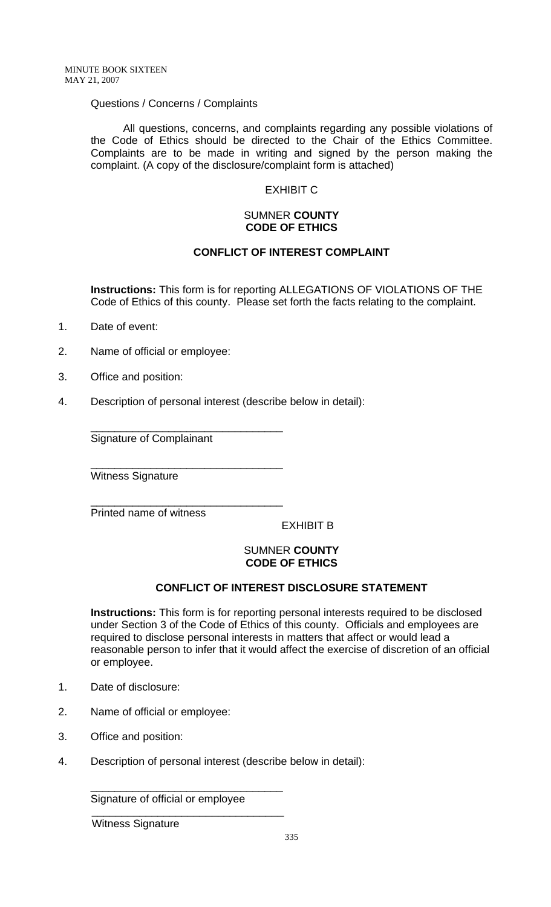Questions / Concerns / Complaints

All questions, concerns, and complaints regarding any possible violations of the Code of Ethics should be directed to the Chair of the Ethics Committee. Complaints are to be made in writing and signed by the person making the complaint. (A copy of the disclosure/complaint form is attached)

EXHIBIT C

SUMNER **COUNTY**
**CODE OF ETHICS**

**CONFLICT OF INTEREST COMPLAINT**

**Instructions:** This form is for reporting ALLEGATIONS OF VIOLATIONS OF THE Code of Ethics of this county. Please set forth the facts relating to the complaint.

1. Date of event:
2. Name of official or employee:
3. Office and position:
4. Description of personal interest (describe below in detail):

________________________________
Signature of Complainant

________________________________
Witness Signature

________________________________
Printed name of witness

EXHIBIT B

SUMNER **COUNTY**
**CODE OF ETHICS**

**CONFLICT OF INTEREST DISCLOSURE STATEMENT**

**Instructions:** This form is for reporting personal interests required to be disclosed under Section 3 of the Code of Ethics of this county. Officials and employees are required to disclose personal interests in matters that affect or would lead a reasonable person to infer that it would affect the exercise of discretion of an official or employee.

1. Date of disclosure:
2. Name of official or employee:
3. Office and position:
4. Description of personal interest (describe below in detail):

________________________________
Signature of official or employee

________________________________
Witness Signature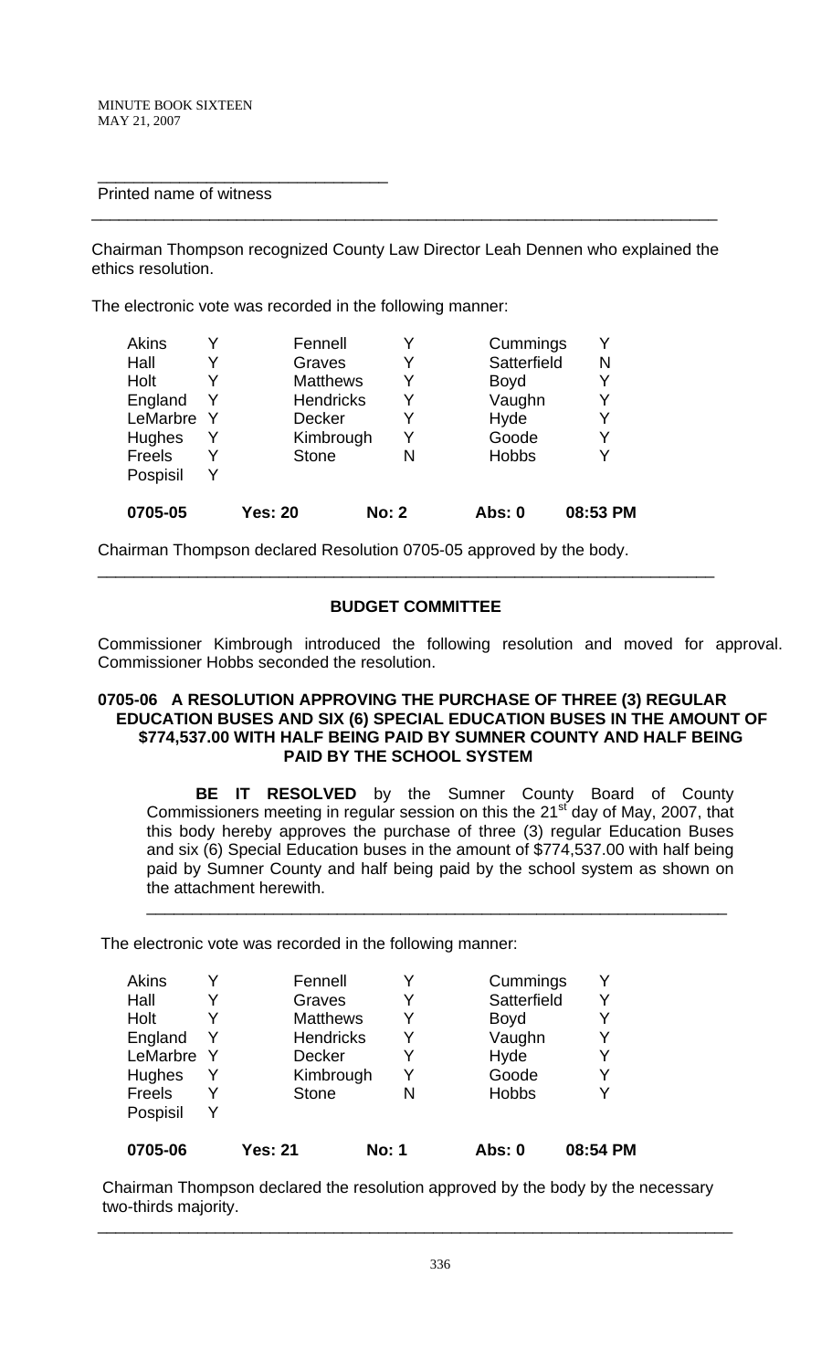\_\_\_\_\_\_\_\_\_\_\_\_\_\_\_\_\_\_\_\_\_\_\_\_\_\_\_\_\_\_\_
Printed name of witness

---

Chairman Thompson recognized County Law Director Leah Dennen who explained the ethics resolution.

The electronic vote was recorded in the following manner:

| | | | | | |
|---|---|---|---|---|---|
| Akins | Y | Fennell | Y | Cummings | Y |
| Hall | Y | Graves | Y | Satterfield | N |
| Holt | Y | Matthews | Y | Boyd | Y |
| England | Y | Hendricks | Y | Vaughn | Y |
| LeMarbre | Y | Decker | Y | Hyde | Y |
| Hughes | Y | Kimbrough | Y | Goode | Y |
| Freels | Y | Stone | N | Hobbs | Y |
| Pospisil | Y | | | | |
| **0705-05** | | **Yes: 20** | **No: 2** | **Abs: 0** | **08:53 PM** |

Chairman Thompson declared Resolution 0705-05 approved by the body.

---

**BUDGET COMMITTEE**

Commissioner Kimbrough introduced the following resolution and moved for approval. Commissioner Hobbs seconded the resolution.

**0705-06 A RESOLUTION APPROVING THE PURCHASE OF THREE (3) REGULAR EDUCATION BUSES AND SIX (6) SPECIAL EDUCATION BUSES IN THE AMOUNT OF $774,537.00 WITH HALF BEING PAID BY SUMNER COUNTY AND HALF BEING PAID BY THE SCHOOL SYSTEM**

**BE IT RESOLVED** by the Sumner County Board of County Commissioners meeting in regular session on this the 21st day of May, 2007, that this body hereby approves the purchase of three (3) regular Education Buses and six (6) Special Education buses in the amount of $774,537.00 with half being paid by Sumner County and half being paid by the school system as shown on the attachment herewith.

---

The electronic vote was recorded in the following manner:

| | | | | | |
|---|---|---|---|---|---|
| Akins | Y | Fennell | Y | Cummings | Y |
| Hall | Y | Graves | Y | Satterfield | Y |
| Holt | Y | Matthews | Y | Boyd | Y |
| England | Y | Hendricks | Y | Vaughn | Y |
| LeMarbre | Y | Decker | Y | Hyde | Y |
| Hughes | Y | Kimbrough | Y | Goode | Y |
| Freels | Y | Stone | N | Hobbs | Y |
| Pospisil | Y | | | | |
| **0705-06** | | **Yes: 21** | **No: 1** | **Abs: 0** | **08:54 PM** |

Chairman Thompson declared the resolution approved by the body by the necessary two-thirds majority.

---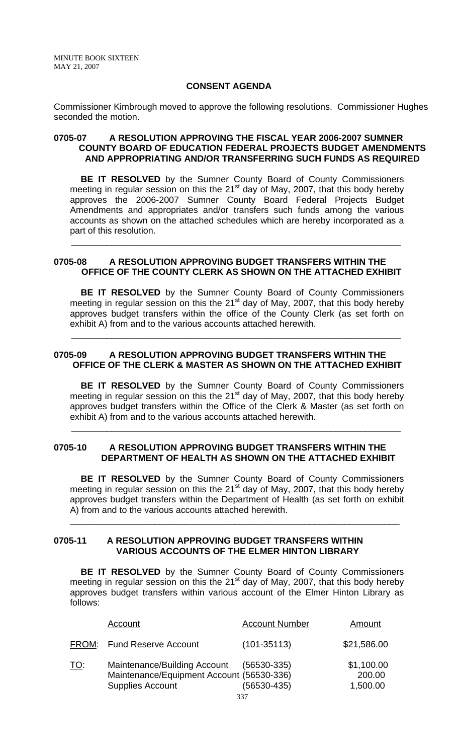## CONSENT AGENDA

Commissioner Kimbrough moved to approve the following resolutions. Commissioner Hughes seconded the motion.

### 0705-07 A RESOLUTION APPROVING THE FISCAL YEAR 2006-2007 SUMNER COUNTY BOARD OF EDUCATION FEDERAL PROJECTS BUDGET AMENDMENTS AND APPROPRIATING AND/OR TRANSFERRING SUCH FUNDS AS REQUIRED

**BE IT RESOLVED** by the Sumner County Board of County Commissioners meeting in regular session on this the 21st day of May, 2007, that this body hereby approves the 2006-2007 Sumner County Board Federal Projects Budget Amendments and appropriates and/or transfers such funds among the various accounts as shown on the attached schedules which are hereby incorporated as a part of this resolution.

---

### 0705-08 A RESOLUTION APPROVING BUDGET TRANSFERS WITHIN THE OFFICE OF THE COUNTY CLERK AS SHOWN ON THE ATTACHED EXHIBIT

**BE IT RESOLVED** by the Sumner County Board of County Commissioners meeting in regular session on this the 21st day of May, 2007, that this body hereby approves budget transfers within the office of the County Clerk (as set forth on exhibit A) from and to the various accounts attached herewith.

---

### 0705-09 A RESOLUTION APPROVING BUDGET TRANSFERS WITHIN THE OFFICE OF THE CLERK & MASTER AS SHOWN ON THE ATTACHED EXHIBIT

**BE IT RESOLVED** by the Sumner County Board of County Commissioners meeting in regular session on this the 21st day of May, 2007, that this body hereby approves budget transfers within the Office of the Clerk & Master (as set forth on exhibit A) from and to the various accounts attached herewith.

---

### 0705-10 A RESOLUTION APPROVING BUDGET TRANSFERS WITHIN THE DEPARTMENT OF HEALTH AS SHOWN ON THE ATTACHED EXHIBIT

**BE IT RESOLVED** by the Sumner County Board of County Commissioners meeting in regular session on this the 21st day of May, 2007, that this body hereby approves budget transfers within the Department of Health (as set forth on exhibit A) from and to the various accounts attached herewith.

---

### 0705-11 A RESOLUTION APPROVING BUDGET TRANSFERS WITHIN VARIOUS ACCOUNTS OF THE ELMER HINTON LIBRARY

**BE IT RESOLVED** by the Sumner County Board of County Commissioners meeting in regular session on this the 21st day of May, 2007, that this body hereby approves budget transfers within various account of the Elmer Hinton Library as follows:

| | Account | Account Number | Amount |
|---|---|---|---|
| FROM: | Fund Reserve Account | (101-35113) | $21,586.00 |
| TO: | Maintenance/Building Account | (56530-335) | $1,100.00 |
| | Maintenance/Equipment Account | (56530-336) | 200.00 |
| | Supplies Account | (56530-435) | 1,500.00 |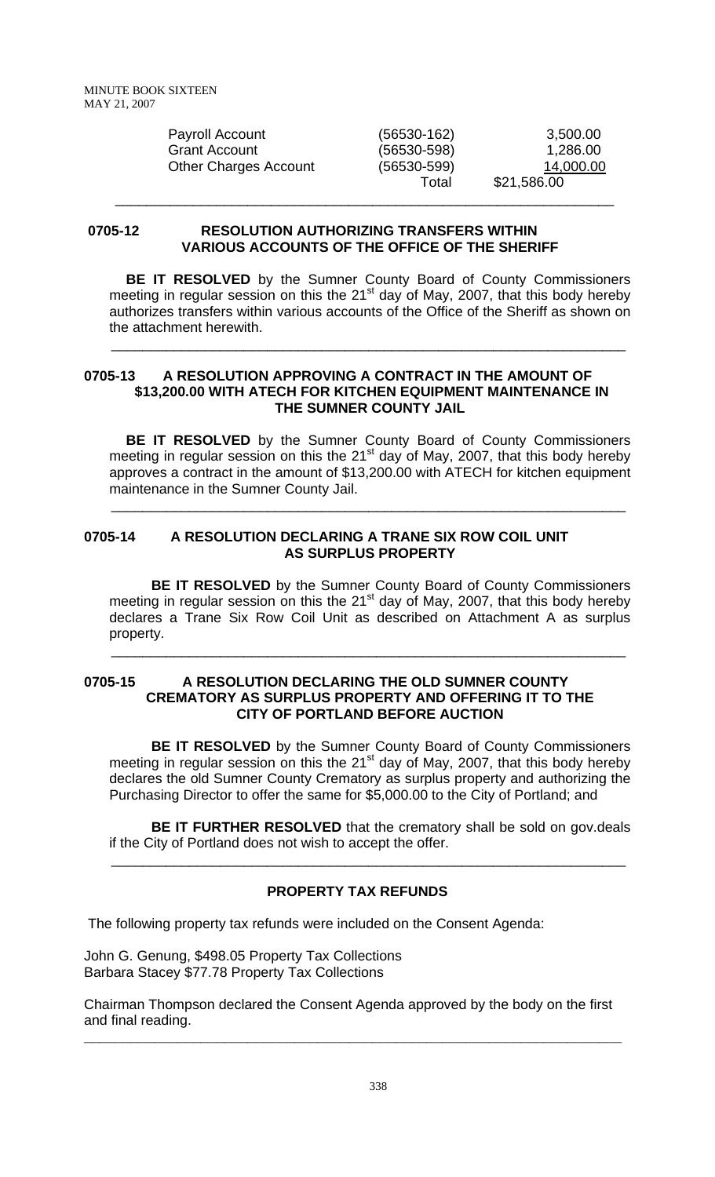| | | |
|---|---|---|
| Payroll Account | (56530-162) | 3,500.00 |
| Grant Account | (56530-598) | 1,286.00 |
| Other Charges Account | (56530-599) | 14,000.00 |
| | Total | \$21,586.00 |

---

**0705-12 RESOLUTION AUTHORIZING TRANSFERS WITHIN VARIOUS ACCOUNTS OF THE OFFICE OF THE SHERIFF**

**BE IT RESOLVED** by the Sumner County Board of County Commissioners meeting in regular session on this the 21st day of May, 2007, that this body hereby authorizes transfers within various accounts of the Office of the Sheriff as shown on the attachment herewith.

---

**0705-13 A RESOLUTION APPROVING A CONTRACT IN THE AMOUNT OF \$13,200.00 WITH ATECH FOR KITCHEN EQUIPMENT MAINTENANCE IN THE SUMNER COUNTY JAIL**

**BE IT RESOLVED** by the Sumner County Board of County Commissioners meeting in regular session on this the 21st day of May, 2007, that this body hereby approves a contract in the amount of \$13,200.00 with ATECH for kitchen equipment maintenance in the Sumner County Jail.

---

**0705-14 A RESOLUTION DECLARING A TRANE SIX ROW COIL UNIT AS SURPLUS PROPERTY**

**BE IT RESOLVED** by the Sumner County Board of County Commissioners meeting in regular session on this the 21st day of May, 2007, that this body hereby declares a Trane Six Row Coil Unit as described on Attachment A as surplus property.

---

**0705-15 A RESOLUTION DECLARING THE OLD SUMNER COUNTY CREMATORY AS SURPLUS PROPERTY AND OFFERING IT TO THE CITY OF PORTLAND BEFORE AUCTION**

**BE IT RESOLVED** by the Sumner County Board of County Commissioners meeting in regular session on this the 21st day of May, 2007, that this body hereby declares the old Sumner County Crematory as surplus property and authorizing the Purchasing Director to offer the same for \$5,000.00 to the City of Portland; and

**BE IT FURTHER RESOLVED** that the crematory shall be sold on gov.deals if the City of Portland does not wish to accept the offer.

---

**PROPERTY TAX REFUNDS**

The following property tax refunds were included on the Consent Agenda:

John G. Genung, \$498.05 Property Tax Collections
Barbara Stacey \$77.78 Property Tax Collections

Chairman Thompson declared the Consent Agenda approved by the body on the first and final reading.

---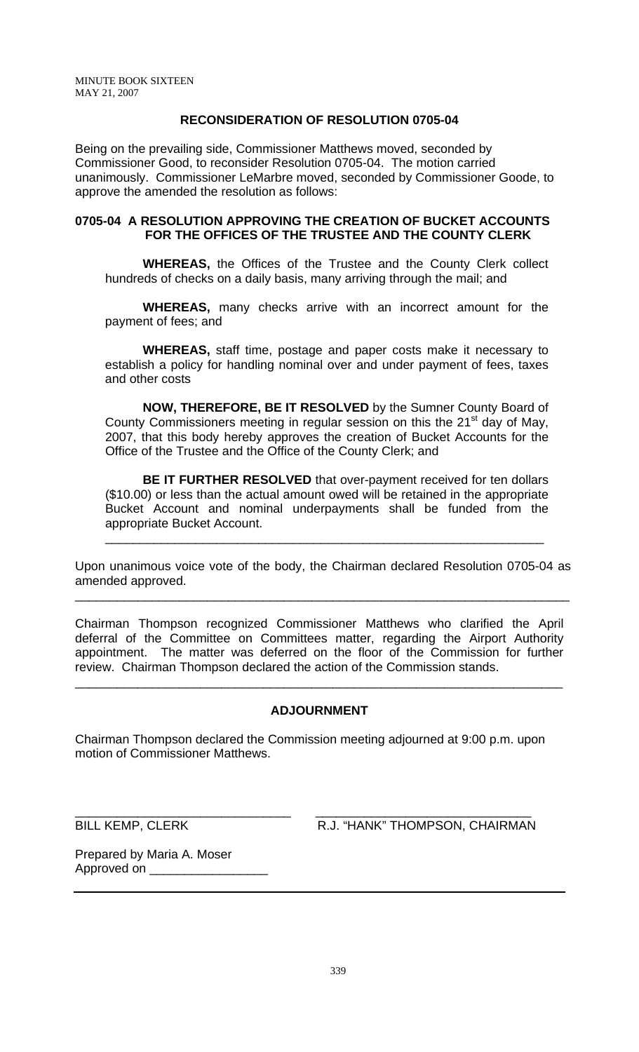## RECONSIDERATION OF RESOLUTION 0705-04

Being on the prevailing side, Commissioner Matthews moved, seconded by Commissioner Good, to reconsider Resolution 0705-04. The motion carried unanimously. Commissioner LeMarbre moved, seconded by Commissioner Goode, to approve the amended the resolution as follows:

### 0705-04 A RESOLUTION APPROVING THE CREATION OF BUCKET ACCOUNTS FOR THE OFFICES OF THE TRUSTEE AND THE COUNTY CLERK

**WHEREAS,** the Offices of the Trustee and the County Clerk collect hundreds of checks on a daily basis, many arriving through the mail; and

**WHEREAS,** many checks arrive with an incorrect amount for the payment of fees; and

**WHEREAS,** staff time, postage and paper costs make it necessary to establish a policy for handling nominal over and under payment of fees, taxes and other costs

**NOW, THEREFORE, BE IT RESOLVED** by the Sumner County Board of County Commissioners meeting in regular session on this the 21st day of May, 2007, that this body hereby approves the creation of Bucket Accounts for the Office of the Trustee and the Office of the County Clerk; and

**BE IT FURTHER RESOLVED** that over-payment received for ten dollars ($10.00) or less than the actual amount owed will be retained in the appropriate Bucket Account and nominal underpayments shall be funded from the appropriate Bucket Account.

---

Upon unanimous voice vote of the body, the Chairman declared Resolution 0705-04 as amended approved.

---

Chairman Thompson recognized Commissioner Matthews who clarified the April deferral of the Committee on Committees matter, regarding the Airport Authority appointment. The matter was deferred on the floor of the Commission for further review. Chairman Thompson declared the action of the Commission stands.

---

## ADJOURNMENT

Chairman Thompson declared the Commission meeting adjourned at 9:00 p.m. upon motion of Commissioner Matthews.

\_\_\_\_\_\_\_\_\_\_\_\_\_\_\_\_\_\_\_\_\_\_\_\_\_\_\_\_\_\_ \_\_\_\_\_\_\_\_\_\_\_\_\_\_\_\_\_\_\_\_\_\_\_\_\_\_\_\_\_\_

BILL KEMP, CLERK R.J. "HANK" THOMPSON, CHAIRMAN

Prepared by Maria A. Moser

Approved on \_\_\_\_\_\_\_\_\_\_\_\_\_\_\_\_\_